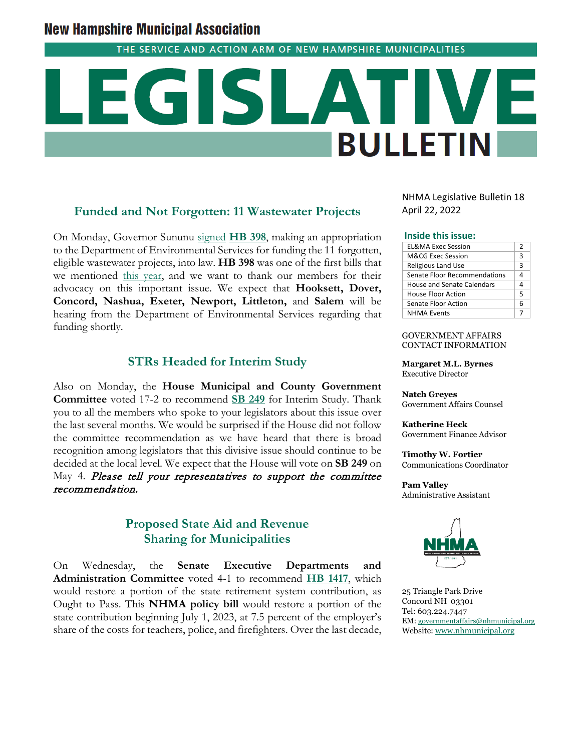# New Hampshire Municipal Association

THE SERVICE AND ACTION ARM OF NEW HAMPSHIRE MUNICIPALITIES

# LEGISLATIVE BULLETIN

NHMA Legislative Bulletin 18
April 22, 2022

**Inside this issue:**

| | |
|---|---|
| EL&MA Exec Session | 2 |
| M&CG Exec Session | 3 |
| Religious Land Use | 3 |
| Senate Floor Recommendations | 4 |
| House and Senate Calendars | 4 |
| House Floor Action | 5 |
| Senate Floor Action | 6 |
| NHMA Events | 7 |

GOVERNMENT AFFAIRS CONTACT INFORMATION

**Margaret M.L. Byrnes**
Executive Director

**Natch Greyes**
Government Affairs Counsel

**Katherine Heck**
Government Finance Advisor

**Timothy W. Fortier**
Communications Coordinator

**Pam Valley**
Administrative Assistant

25 Triangle Park Drive
Concord NH 03301
Tel: 603.224.7447
EM: governmentaffairs@nhmunicipal.org
Website: www.nhmunicipal.org

## Funded and Not Forgotten: 11 Wastewater Projects

On Monday, Governor Sununu signed **HB 398**, making an appropriation to the Department of Environmental Services for funding the 11 forgotten, eligible wastewater projects, into law. **HB 398** was one of the first bills that we mentioned this year, and we want to thank our members for their advocacy on this important issue. We expect that **Hooksett, Dover, Concord, Nashua, Exeter, Newport, Littleton,** and **Salem** will be hearing from the Department of Environmental Services regarding that funding shortly.

## STRs Headed for Interim Study

Also on Monday, the **House Municipal and County Government Committee** voted 17-2 to recommend **SB 249** for Interim Study. Thank you to all the members who spoke to your legislators about this issue over the last several months. We would be surprised if the House did not follow the committee recommendation as we have heard that there is broad recognition among legislators that this divisive issue should continue to be decided at the local level. We expect that the House will vote on **SB 249** on May 4. ***Please tell your representatives to support the committee recommendation.***

## Proposed State Aid and Revenue Sharing for Municipalities

On Wednesday, the **Senate Executive Departments and Administration Committee** voted 4-1 to recommend **HB 1417**, which would restore a portion of the state retirement system contribution, as Ought to Pass. This **NHMA policy bill** would restore a portion of the state contribution beginning July 1, 2023, at 7.5 percent of the employer's share of the costs for teachers, police, and firefighters. Over the last decade,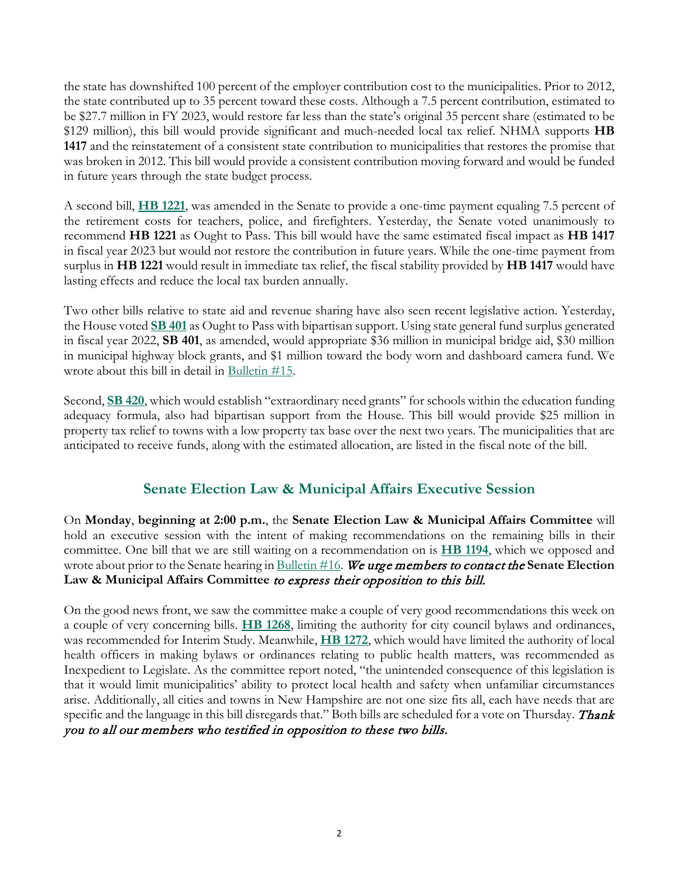the state has downshifted 100 percent of the employer contribution cost to the municipalities. Prior to 2012, the state contributed up to 35 percent toward these costs. Although a 7.5 percent contribution, estimated to be $27.7 million in FY 2023, would restore far less than the state's original 35 percent share (estimated to be $129 million), this bill would provide significant and much-needed local tax relief. NHMA supports **HB 1417** and the reinstatement of a consistent state contribution to municipalities that restores the promise that was broken in 2012. This bill would provide a consistent contribution moving forward and would be funded in future years through the state budget process.

A second bill, **HB 1221**, was amended in the Senate to provide a one-time payment equaling 7.5 percent of the retirement costs for teachers, police, and firefighters. Yesterday, the Senate voted unanimously to recommend **HB 1221** as Ought to Pass. This bill would have the same estimated fiscal impact as **HB 1417** in fiscal year 2023 but would not restore the contribution in future years. While the one-time payment from surplus in **HB 1221** would result in immediate tax relief, the fiscal stability provided by **HB 1417** would have lasting effects and reduce the local tax burden annually.

Two other bills relative to state aid and revenue sharing have also seen recent legislative action. Yesterday, the House voted **SB 401** as Ought to Pass with bipartisan support. Using state general fund surplus generated in fiscal year 2022, **SB 401**, as amended, would appropriate $36 million in municipal bridge aid, $30 million in municipal highway block grants, and $1 million toward the body worn and dashboard camera fund. We wrote about this bill in detail in Bulletin #15.

Second, **SB 420**, which would establish "extraordinary need grants" for schools within the education funding adequacy formula, also had bipartisan support from the House. This bill would provide $25 million in property tax relief to towns with a low property tax base over the next two years. The municipalities that are anticipated to receive funds, along with the estimated allocation, are listed in the fiscal note of the bill.

## Senate Election Law & Municipal Affairs Executive Session

On **Monday**, **beginning at 2:00 p.m.**, the **Senate Election Law & Municipal Affairs Committee** will hold an executive session with the intent of making recommendations on the remaining bills in their committee. One bill that we are still waiting on a recommendation on is **HB 1194**, which we opposed and wrote about prior to the Senate hearing in Bulletin #16. *We urge members to contact the* **Senate Election Law & Municipal Affairs Committee** *to express their opposition to this bill.*

On the good news front, we saw the committee make a couple of very good recommendations this week on a couple of very concerning bills. **HB 1268**, limiting the authority for city council bylaws and ordinances, was recommended for Interim Study. Meanwhile, **HB 1272**, which would have limited the authority of local health officers in making bylaws or ordinances relating to public health matters, was recommended as Inexpedient to Legislate. As the committee report noted, "the unintended consequence of this legislation is that it would limit municipalities' ability to protect local health and safety when unfamiliar circumstances arise. Additionally, all cities and towns in New Hampshire are not one size fits all, each have needs that are specific and the language in this bill disregards that." Both bills are scheduled for a vote on Thursday. *Thank you to all our members who testified in opposition to these two bills.*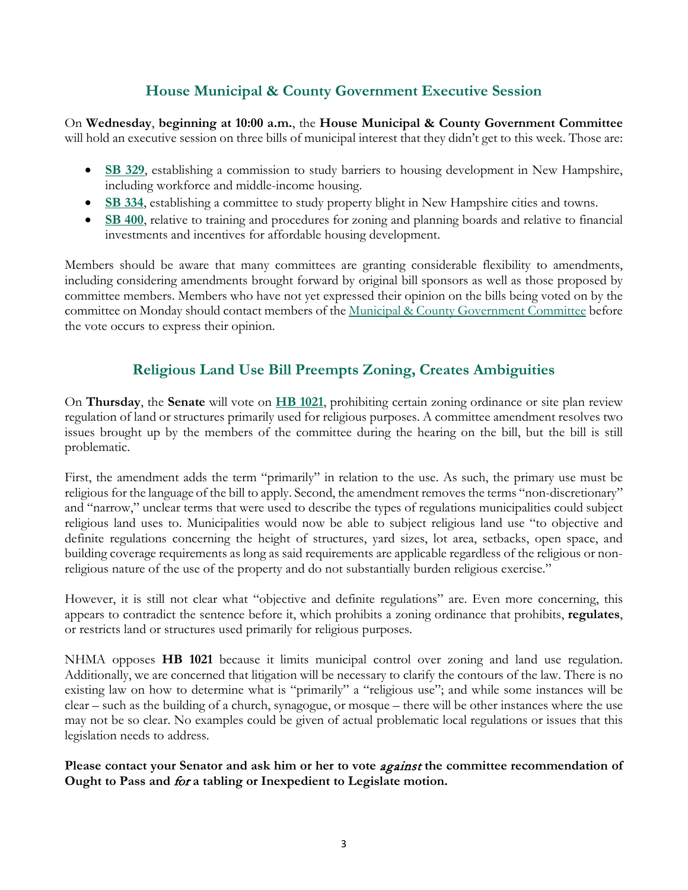## House Municipal & County Government Executive Session

On **Wednesday**, **beginning at 10:00 a.m.**, the **House Municipal & County Government Committee** will hold an executive session on three bills of municipal interest that they didn't get to this week. Those are:

- **SB 329**, establishing a commission to study barriers to housing development in New Hampshire, including workforce and middle-income housing.
- **SB 334**, establishing a committee to study property blight in New Hampshire cities and towns.
- **SB 400**, relative to training and procedures for zoning and planning boards and relative to financial investments and incentives for affordable housing development.

Members should be aware that many committees are granting considerable flexibility to amendments, including considering amendments brought forward by original bill sponsors as well as those proposed by committee members. Members who have not yet expressed their opinion on the bills being voted on by the committee on Monday should contact members of the Municipal & County Government Committee before the vote occurs to express their opinion.

## Religious Land Use Bill Preempts Zoning, Creates Ambiguities

On **Thursday**, the **Senate** will vote on **HB 1021**, prohibiting certain zoning ordinance or site plan review regulation of land or structures primarily used for religious purposes. A committee amendment resolves two issues brought up by the members of the committee during the hearing on the bill, but the bill is still problematic.

First, the amendment adds the term "primarily" in relation to the use. As such, the primary use must be religious for the language of the bill to apply. Second, the amendment removes the terms "non-discretionary" and "narrow," unclear terms that were used to describe the types of regulations municipalities could subject religious land uses to. Municipalities would now be able to subject religious land use "to objective and definite regulations concerning the height of structures, yard sizes, lot area, setbacks, open space, and building coverage requirements as long as said requirements are applicable regardless of the religious or non-religious nature of the use of the property and do not substantially burden religious exercise."

However, it is still not clear what "objective and definite regulations" are. Even more concerning, this appears to contradict the sentence before it, which prohibits a zoning ordinance that prohibits, **regulates**, or restricts land or structures used primarily for religious purposes.

NHMA opposes **HB 1021** because it limits municipal control over zoning and land use regulation. Additionally, we are concerned that litigation will be necessary to clarify the contours of the law. There is no existing law on how to determine what is "primarily" a "religious use"; and while some instances will be clear – such as the building of a church, synagogue, or mosque – there will be other instances where the use may not be so clear. No examples could be given of actual problematic local regulations or issues that this legislation needs to address.

**Please contact your Senator and ask him or her to vote *against* the committee recommendation of Ought to Pass and *for* a tabling or Inexpedient to Legislate motion.**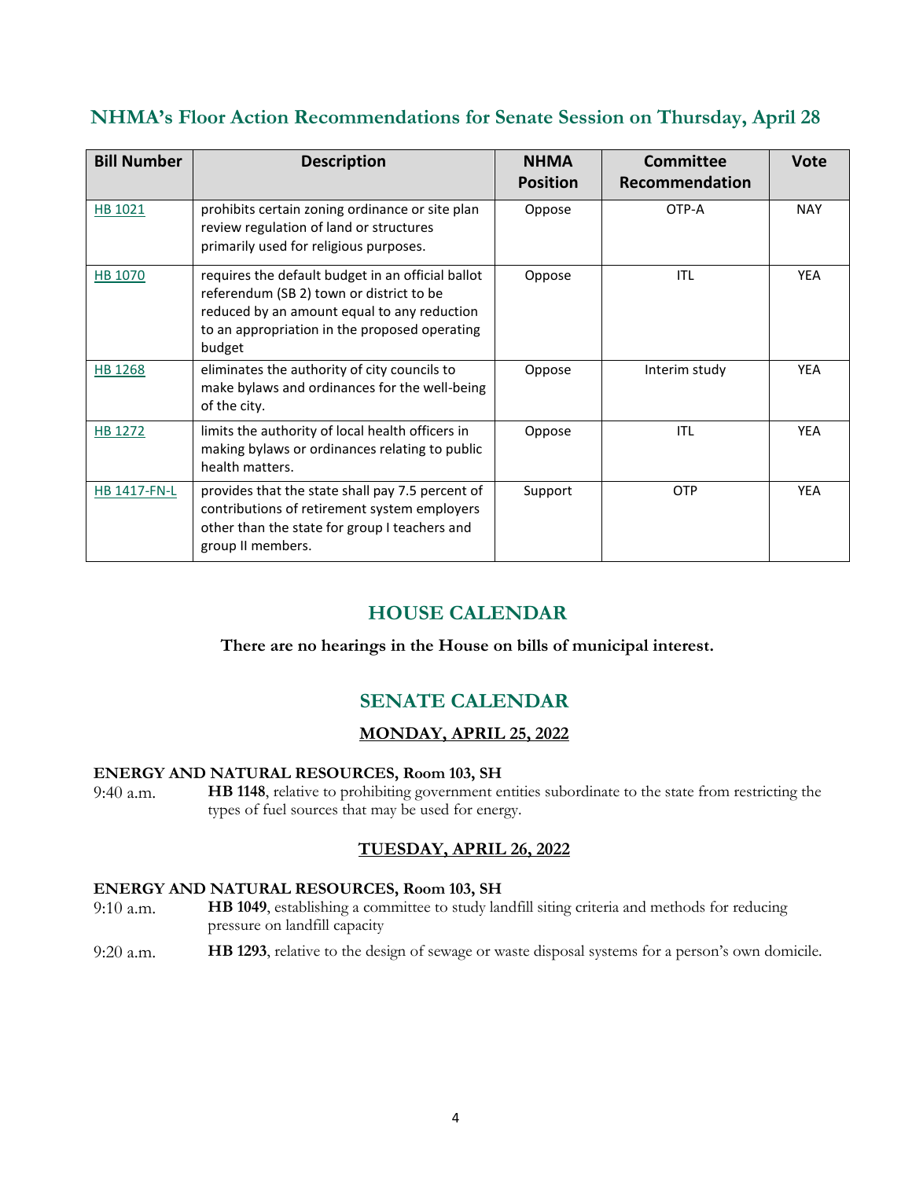## NHMA's Floor Action Recommendations for Senate Session on Thursday, April 28

| Bill Number | Description | NHMA Position | Committee Recommendation | Vote |
|---|---|---|---|---|
| HB 1021 | prohibits certain zoning ordinance or site plan review regulation of land or structures primarily used for religious purposes. | Oppose | OTP-A | NAY |
| HB 1070 | requires the default budget in an official ballot referendum (SB 2) town or district to be reduced by an amount equal to any reduction to an appropriation in the proposed operating budget | Oppose | ITL | YEA |
| HB 1268 | eliminates the authority of city councils to make bylaws and ordinances for the well-being of the city. | Oppose | Interim study | YEA |
| HB 1272 | limits the authority of local health officers in making bylaws or ordinances relating to public health matters. | Oppose | ITL | YEA |
| HB 1417-FN-L | provides that the state shall pay 7.5 percent of contributions of retirement system employers other than the state for group I teachers and group II members. | Support | OTP | YEA |

## HOUSE CALENDAR

**There are no hearings in the House on bills of municipal interest.**

## SENATE CALENDAR

### MONDAY, APRIL 25, 2022

**ENERGY AND NATURAL RESOURCES, Room 103, SH**

9:40 a.m. **HB 1148**, relative to prohibiting government entities subordinate to the state from restricting the types of fuel sources that may be used for energy.

### TUESDAY, APRIL 26, 2022

**ENERGY AND NATURAL RESOURCES, Room 103, SH**

9:10 a.m. **HB 1049**, establishing a committee to study landfill siting criteria and methods for reducing pressure on landfill capacity

9:20 a.m. **HB 1293**, relative to the design of sewage or waste disposal systems for a person's own domicile.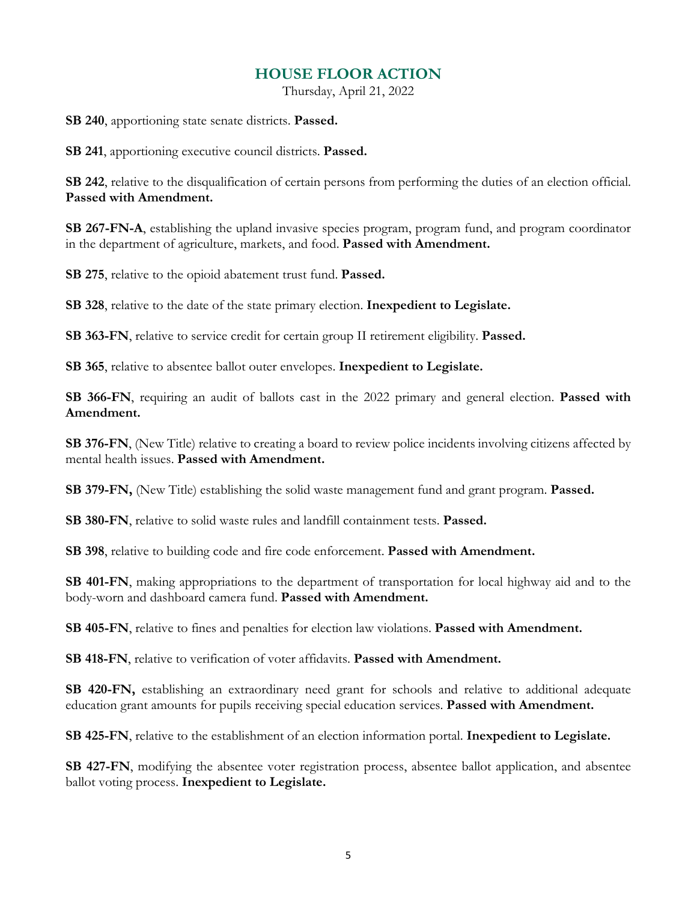## HOUSE FLOOR ACTION

Thursday, April 21, 2022

**SB 240**, apportioning state senate districts. **Passed.**

**SB 241**, apportioning executive council districts. **Passed.**

**SB 242**, relative to the disqualification of certain persons from performing the duties of an election official. **Passed with Amendment.**

**SB 267-FN-A**, establishing the upland invasive species program, program fund, and program coordinator in the department of agriculture, markets, and food. **Passed with Amendment.**

**SB 275**, relative to the opioid abatement trust fund. **Passed.**

**SB 328**, relative to the date of the state primary election. **Inexpedient to Legislate.**

**SB 363-FN**, relative to service credit for certain group II retirement eligibility. **Passed.**

**SB 365**, relative to absentee ballot outer envelopes. **Inexpedient to Legislate.**

**SB 366-FN**, requiring an audit of ballots cast in the 2022 primary and general election. **Passed with Amendment.**

**SB 376-FN**, (New Title) relative to creating a board to review police incidents involving citizens affected by mental health issues. **Passed with Amendment.**

**SB 379-FN,** (New Title) establishing the solid waste management fund and grant program. **Passed.**

**SB 380-FN**, relative to solid waste rules and landfill containment tests. **Passed.**

**SB 398**, relative to building code and fire code enforcement. **Passed with Amendment.**

**SB 401-FN**, making appropriations to the department of transportation for local highway aid and to the body-worn and dashboard camera fund. **Passed with Amendment.**

**SB 405-FN**, relative to fines and penalties for election law violations. **Passed with Amendment.**

**SB 418-FN**, relative to verification of voter affidavits. **Passed with Amendment.**

**SB 420-FN,** establishing an extraordinary need grant for schools and relative to additional adequate education grant amounts for pupils receiving special education services. **Passed with Amendment.**

**SB 425-FN**, relative to the establishment of an election information portal. **Inexpedient to Legislate.**

**SB 427-FN**, modifying the absentee voter registration process, absentee ballot application, and absentee ballot voting process. **Inexpedient to Legislate.**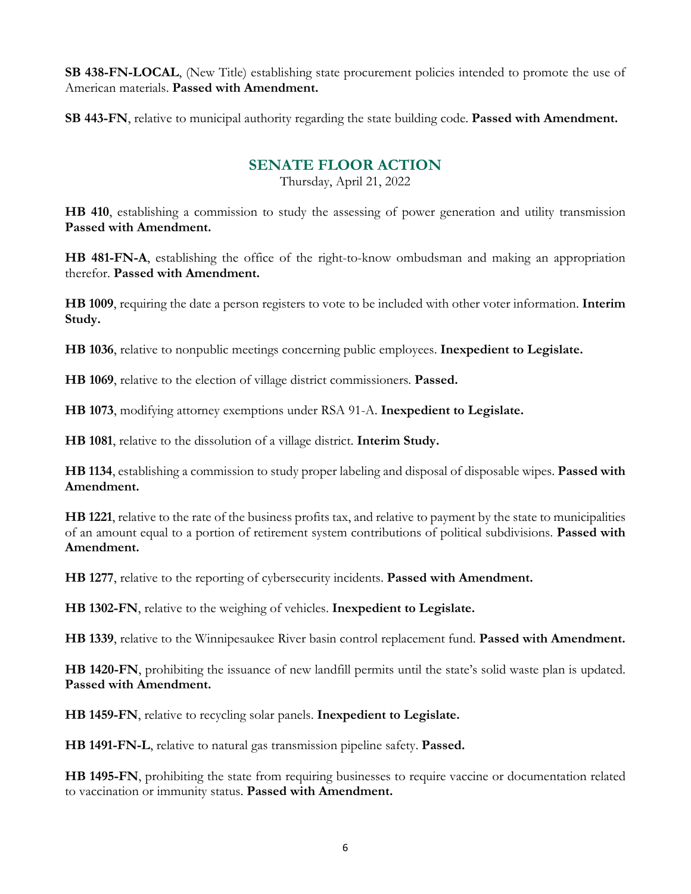**SB 438-FN-LOCAL**, (New Title) establishing state procurement policies intended to promote the use of American materials. **Passed with Amendment.**

**SB 443-FN**, relative to municipal authority regarding the state building code. **Passed with Amendment.**

## SENATE FLOOR ACTION

Thursday, April 21, 2022

**HB 410**, establishing a commission to study the assessing of power generation and utility transmission **Passed with Amendment.**

**HB 481-FN-A**, establishing the office of the right-to-know ombudsman and making an appropriation therefor. **Passed with Amendment.**

**HB 1009**, requiring the date a person registers to vote to be included with other voter information. **Interim Study.**

**HB 1036**, relative to nonpublic meetings concerning public employees. **Inexpedient to Legislate.**

**HB 1069**, relative to the election of village district commissioners. **Passed.**

**HB 1073**, modifying attorney exemptions under RSA 91-A. **Inexpedient to Legislate.**

**HB 1081**, relative to the dissolution of a village district. **Interim Study.**

**HB 1134**, establishing a commission to study proper labeling and disposal of disposable wipes. **Passed with Amendment.**

**HB 1221**, relative to the rate of the business profits tax, and relative to payment by the state to municipalities of an amount equal to a portion of retirement system contributions of political subdivisions. **Passed with Amendment.**

**HB 1277**, relative to the reporting of cybersecurity incidents. **Passed with Amendment.**

**HB 1302-FN**, relative to the weighing of vehicles. **Inexpedient to Legislate.**

**HB 1339**, relative to the Winnipesaukee River basin control replacement fund. **Passed with Amendment.**

**HB 1420-FN**, prohibiting the issuance of new landfill permits until the state's solid waste plan is updated. **Passed with Amendment.**

**HB 1459-FN**, relative to recycling solar panels. **Inexpedient to Legislate.**

**HB 1491-FN-L**, relative to natural gas transmission pipeline safety. **Passed.**

**HB 1495-FN**, prohibiting the state from requiring businesses to require vaccine or documentation related to vaccination or immunity status. **Passed with Amendment.**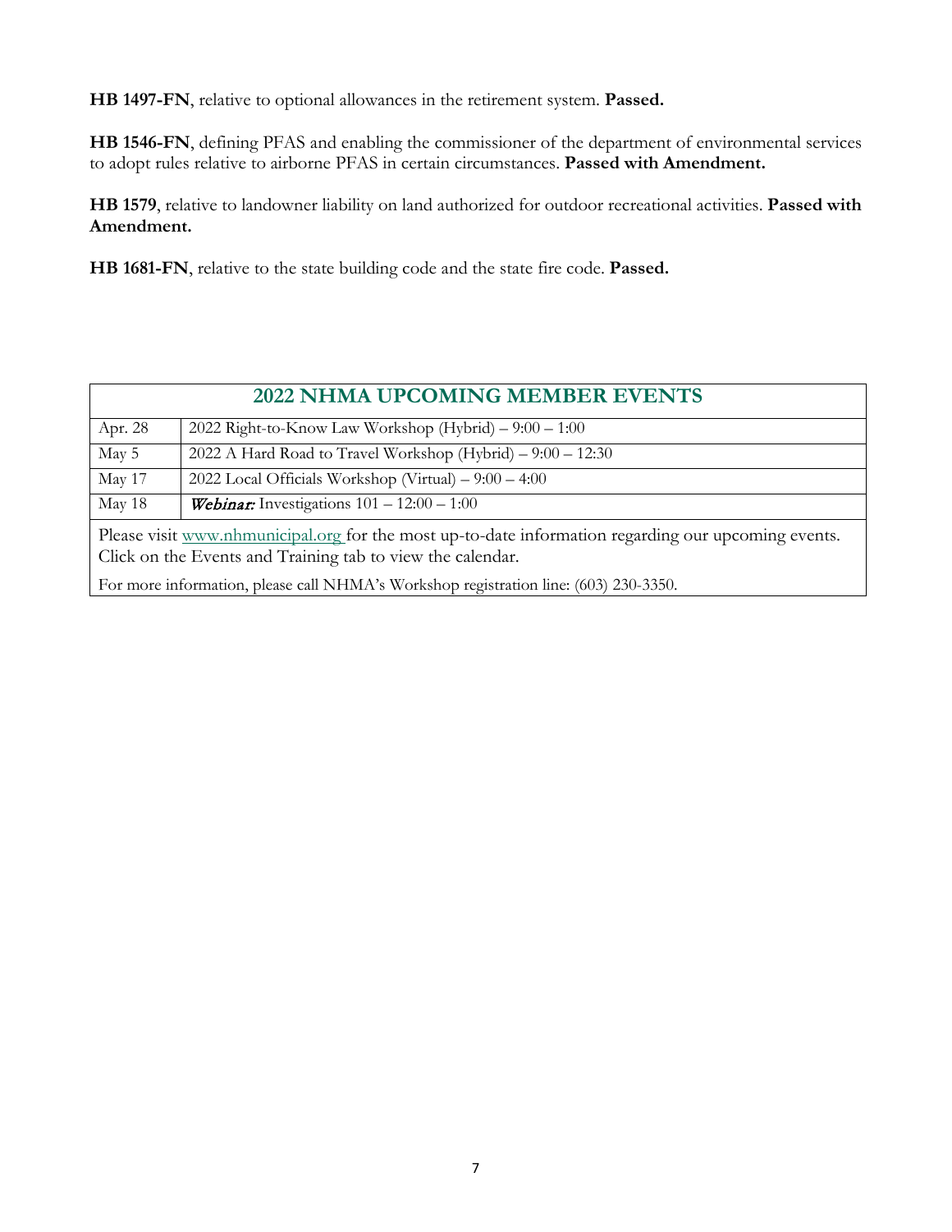**HB 1497-FN**, relative to optional allowances in the retirement system. **Passed.**

**HB 1546-FN**, defining PFAS and enabling the commissioner of the department of environmental services to adopt rules relative to airborne PFAS in certain circumstances. **Passed with Amendment.**

**HB 1579**, relative to landowner liability on land authorized for outdoor recreational activities. **Passed with Amendment.**

**HB 1681-FN**, relative to the state building code and the state fire code. **Passed.**

| 2022 NHMA UPCOMING MEMBER EVENTS | |
|---|---|
| Apr. 28 | 2022 Right-to-Know Law Workshop (Hybrid) – 9:00 – 1:00 |
| May 5 | 2022 A Hard Road to Travel Workshop (Hybrid) – 9:00 – 12:30 |
| May 17 | 2022 Local Officials Workshop (Virtual) – 9:00 – 4:00 |
| May 18 | *Webinar:* Investigations 101 – 12:00 – 1:00 |

Please visit www.nhmunicipal.org for the most up-to-date information regarding our upcoming events. Click on the Events and Training tab to view the calendar.

For more information, please call NHMA's Workshop registration line: (603) 230-3350.